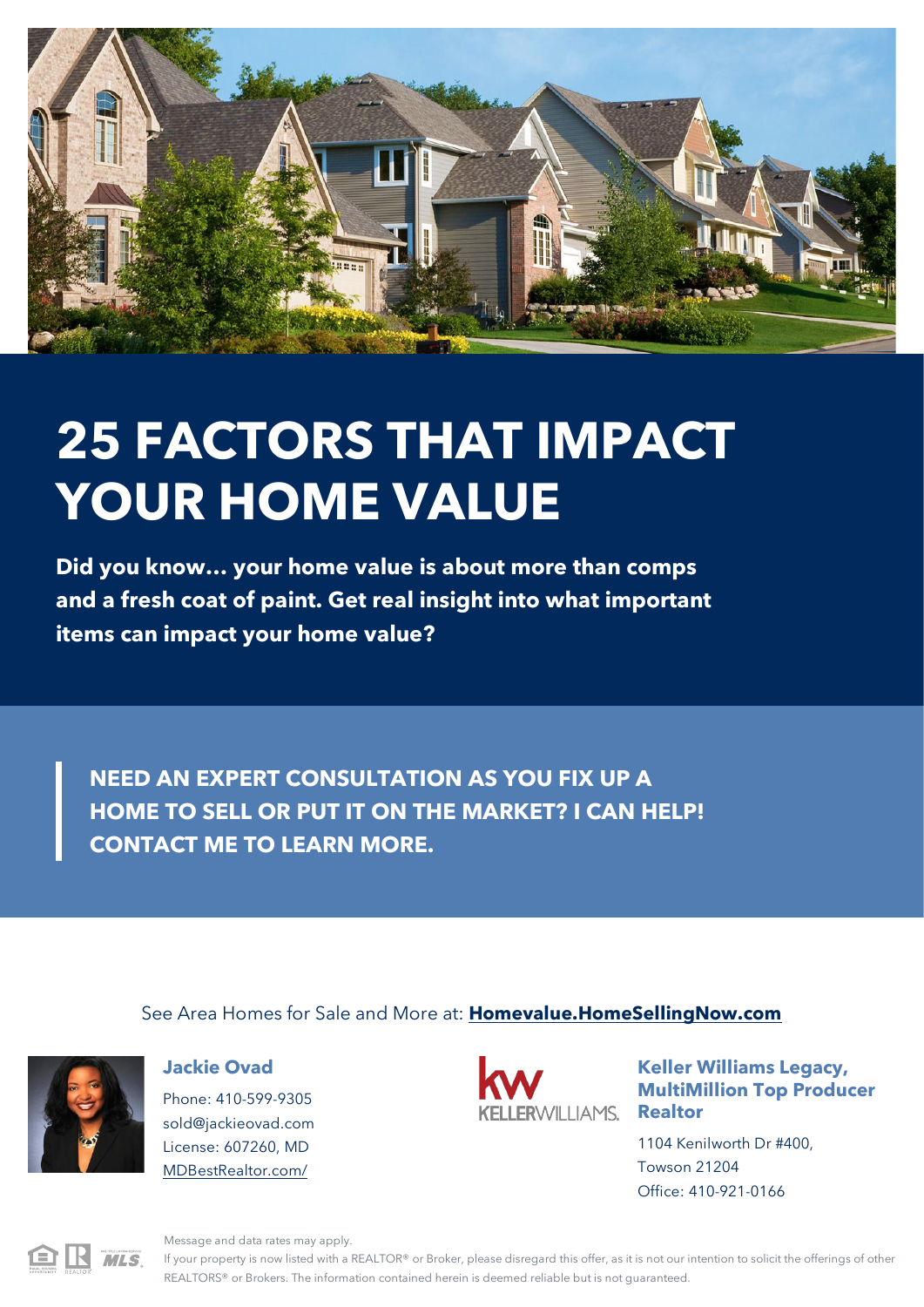# 25 FACTORS THAT IMPACT YOUR HOME VALUE

**Did you know... your home value is about more than comps and a fresh coat of paint. Get real insight into what important items can impact your home value?**

**NEED AN EXPERT CONSULTATION AS YOU FIX UP A HOME TO SELL OR PUT IT ON THE MARKET? I CAN HELP! CONTACT ME TO LEARN MORE.**

See Area Homes for Sale and More at: **Homevalue.HomeSellingNow.com**

**Jackie Ovad**

Phone: 410-599-9305
sold@jackieovad.com
License: 607260, MD
MDBestRealtor.com/

KELLERWILLIAMS.

**Keller Williams Legacy, MultiMillion Top Producer Realtor**

1104 Kenilworth Dr #400,
Towson 21204
Office: 410-921-0166

Message and data rates may apply.
If your property is now listed with a REALTOR® or Broker, please disregard this offer, as it is not our intention to solicit the offerings of other REALTORS® or Brokers. The information contained herein is deemed reliable but is not guaranteed.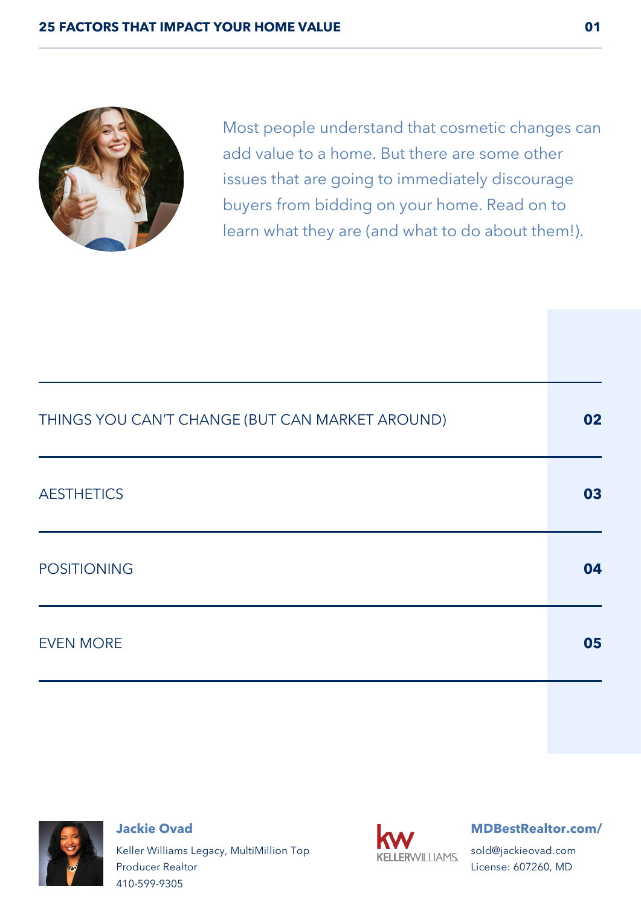Most people understand that cosmetic changes can add value to a home. But there are some other issues that are going to immediately discourage buyers from bidding on your home. Read on to learn what they are (and what to do about them!).

| | |
|---|---|
| THINGS YOU CAN'T CHANGE (BUT CAN MARKET AROUND) | **02** |
| AESTHETICS | **03** |
| POSITIONING | **04** |
| EVEN MORE | **05** |

**Jackie Ovad**

Keller Williams Legacy, MultiMillion Top Producer Realtor

410-599-9305

KELLERWILLIAMS.

**MDBestRealtor.com/**

sold@jackieovad.com

License: 607260, MD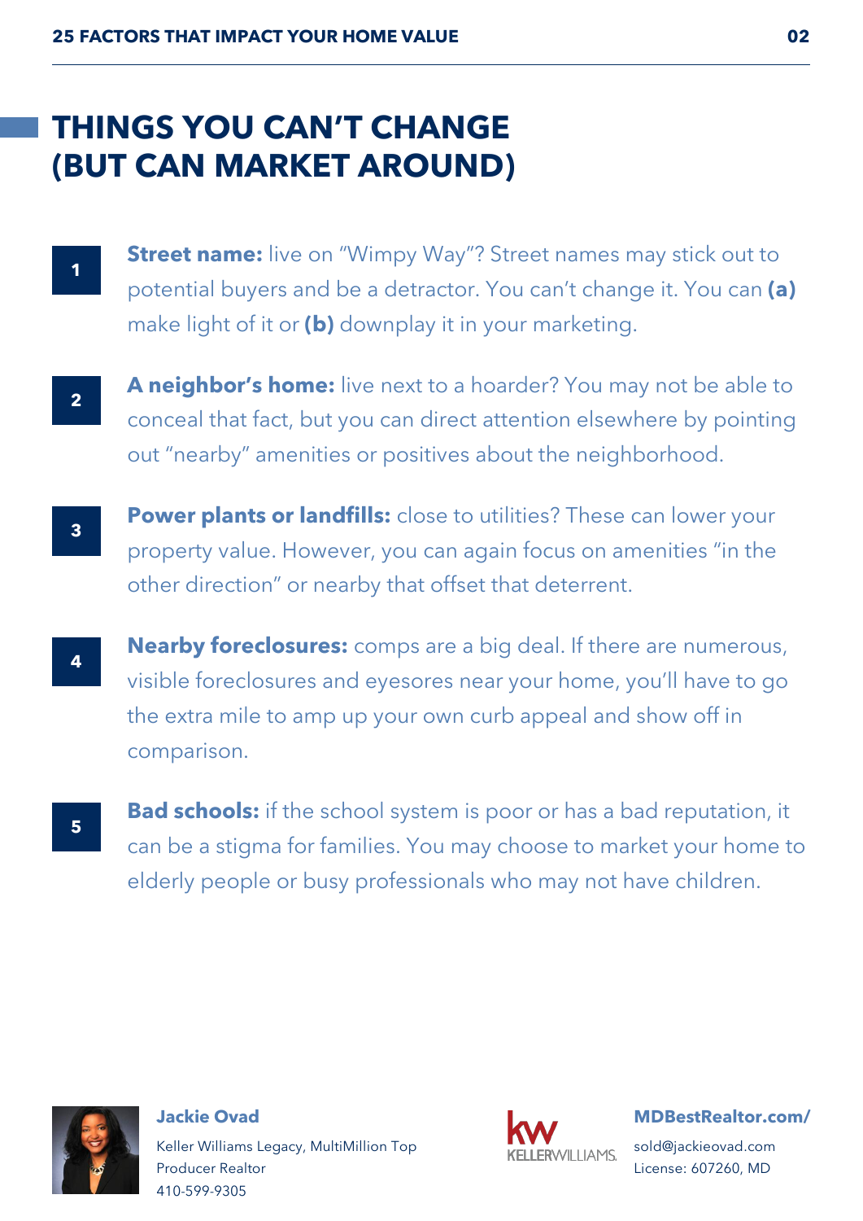# THINGS YOU CAN'T CHANGE (BUT CAN MARKET AROUND)

1. **Street name:** live on "Wimpy Way"? Street names may stick out to potential buyers and be a detractor. You can't change it. You can **(a)** make light of it or **(b)** downplay it in your marketing.

2. **A neighbor's home:** live next to a hoarder? You may not be able to conceal that fact, but you can direct attention elsewhere by pointing out "nearby" amenities or positives about the neighborhood.

3. **Power plants or landfills:** close to utilities? These can lower your property value. However, you can again focus on amenities "in the other direction" or nearby that offset that deterrent.

4. **Nearby foreclosures:** comps are a big deal. If there are numerous, visible foreclosures and eyesores near your home, you'll have to go the extra mile to amp up your own curb appeal and show off in comparison.

5. **Bad schools:** if the school system is poor or has a bad reputation, it can be a stigma for families. You may choose to market your home to elderly people or busy professionals who may not have children.

**Jackie Ovad**
Keller Williams Legacy, MultiMillion Top Producer Realtor
410-599-9305

KELLERWILLIAMS.

**MDBestRealtor.com/**
sold@jackieovad.com
License: 607260, MD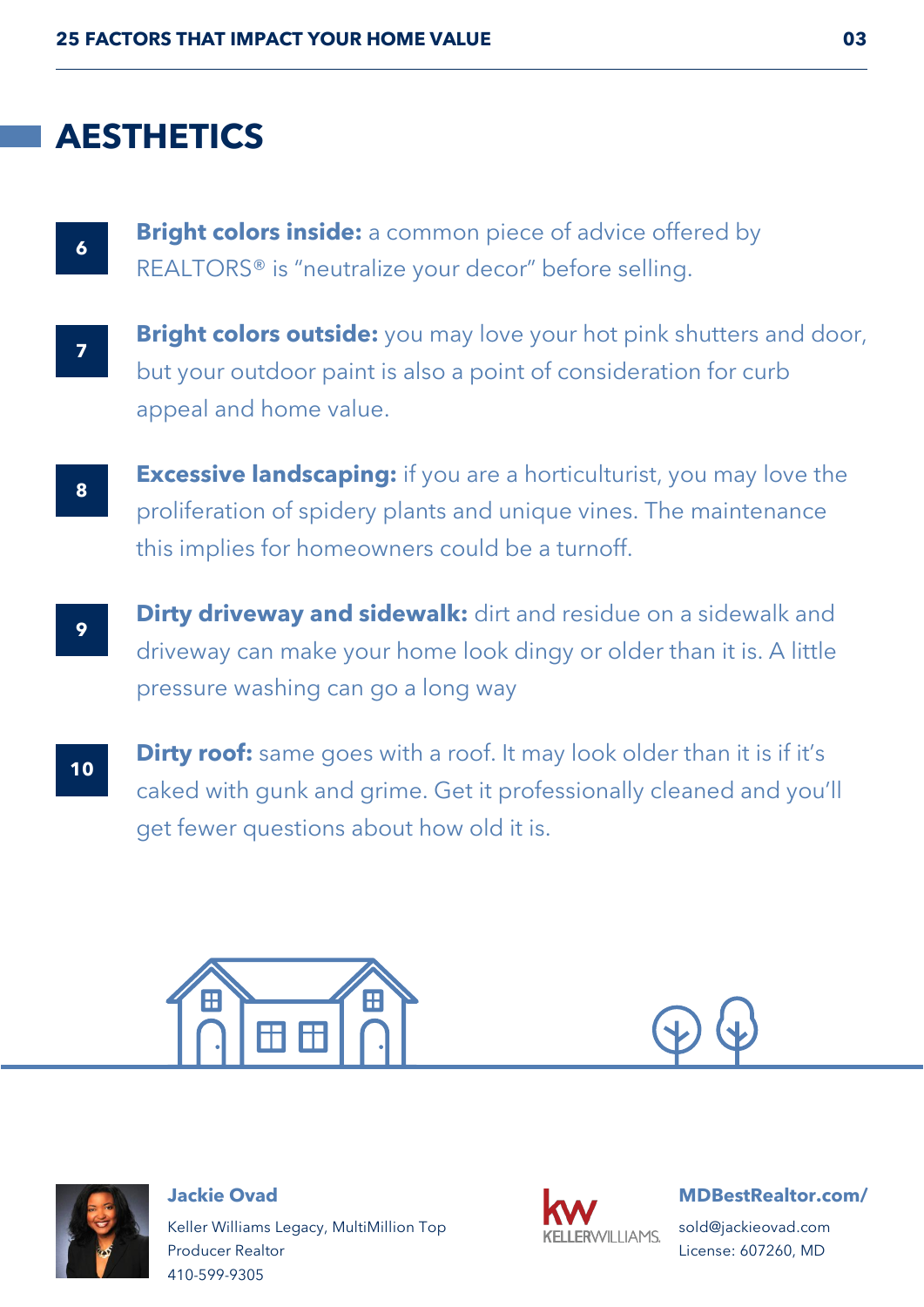# AESTHETICS

6. **Bright colors inside:** a common piece of advice offered by REALTORS® is "neutralize your decor" before selling.

7. **Bright colors outside:** you may love your hot pink shutters and door, but your outdoor paint is also a point of consideration for curb appeal and home value.

8. **Excessive landscaping:** if you are a horticulturist, you may love the proliferation of spidery plants and unique vines. The maintenance this implies for homeowners could be a turnoff.

9. **Dirty driveway and sidewalk:** dirt and residue on a sidewalk and driveway can make your home look dingy or older than it is. A little pressure washing can go a long way

10. **Dirty roof:** same goes with a roof. It may look older than it is if it's caked with gunk and grime. Get it professionally cleaned and you'll get fewer questions about how old it is.

**Jackie Ovad**
Keller Williams Legacy, MultiMillion Top Producer Realtor
410-599-9305

KELLERWILLIAMS.

**MDBestRealtor.com/**
sold@jackieovad.com
License: 607260, MD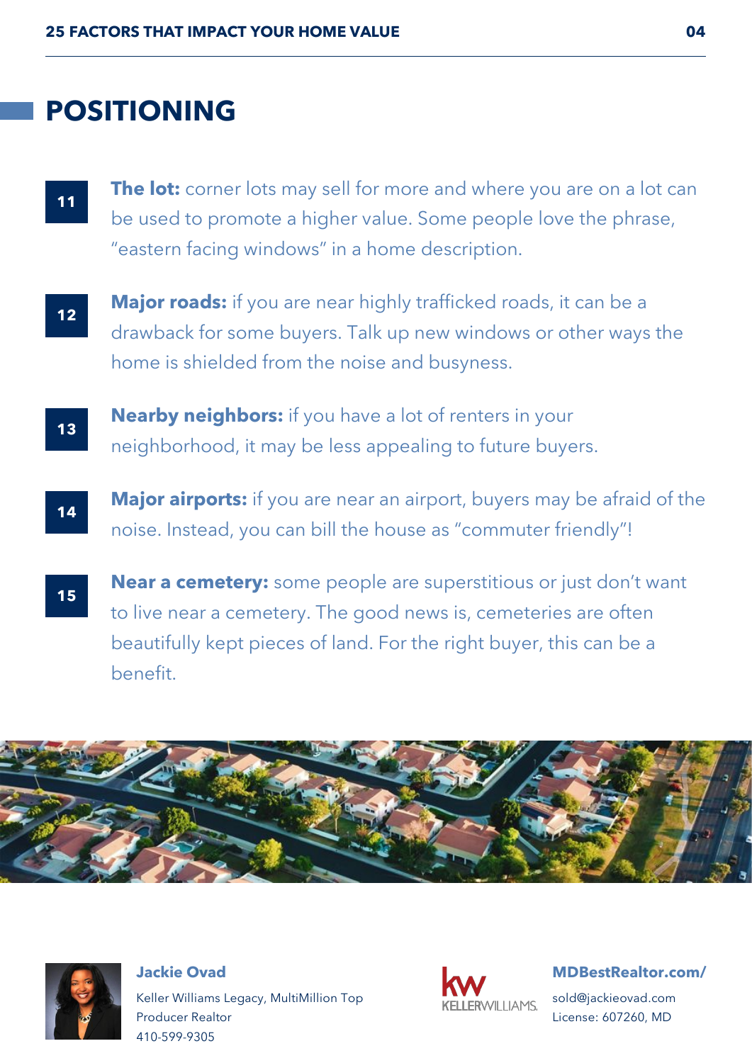# POSITIONING

**11** **The lot:** corner lots may sell for more and where you are on a lot can be used to promote a higher value. Some people love the phrase, "eastern facing windows" in a home description.

**12** **Major roads:** if you are near highly trafficked roads, it can be a drawback for some buyers. Talk up new windows or other ways the home is shielded from the noise and busyness.

**13** **Nearby neighbors:** if you have a lot of renters in your neighborhood, it may be less appealing to future buyers.

**14** **Major airports:** if you are near an airport, buyers may be afraid of the noise. Instead, you can bill the house as "commuter friendly"!

**15** **Near a cemetery:** some people are superstitious or just don't want to live near a cemetery. The good news is, cemeteries are often beautifully kept pieces of land. For the right buyer, this can be a benefit.

**Jackie Ovad**
Keller Williams Legacy, MultiMillion Top Producer Realtor
410-599-9305

KELLERWILLIAMS.

**MDBestRealtor.com/**
sold@jackieovad.com
License: 607260, MD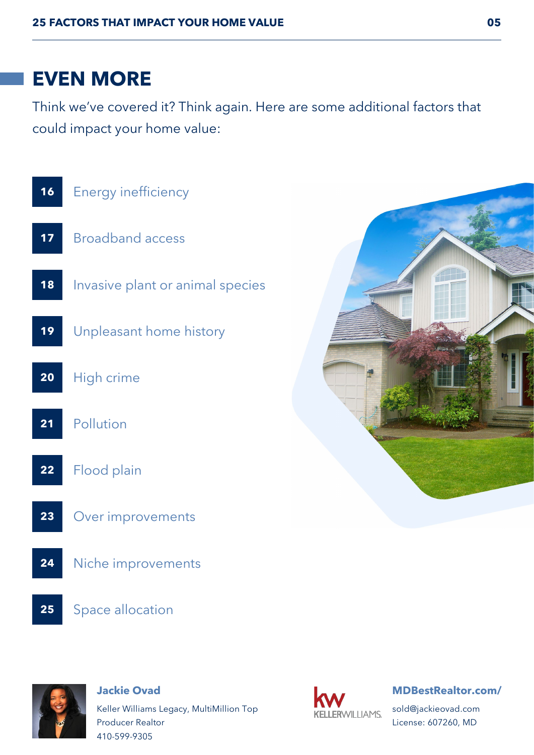## EVEN MORE

Think we've covered it? Think again. Here are some additional factors that could impact your home value:

16. Energy inefficiency
17. Broadband access
18. Invasive plant or animal species
19. Unpleasant home history
20. High crime
21. Pollution
22. Flood plain
23. Over improvements
24. Niche improvements
25. Space allocation

**Jackie Ovad**

Keller Williams Legacy, MultiMillion Top Producer Realtor

410-599-9305

**MDBestRealtor.com/**

sold@jackieovad.com

License: 607260, MD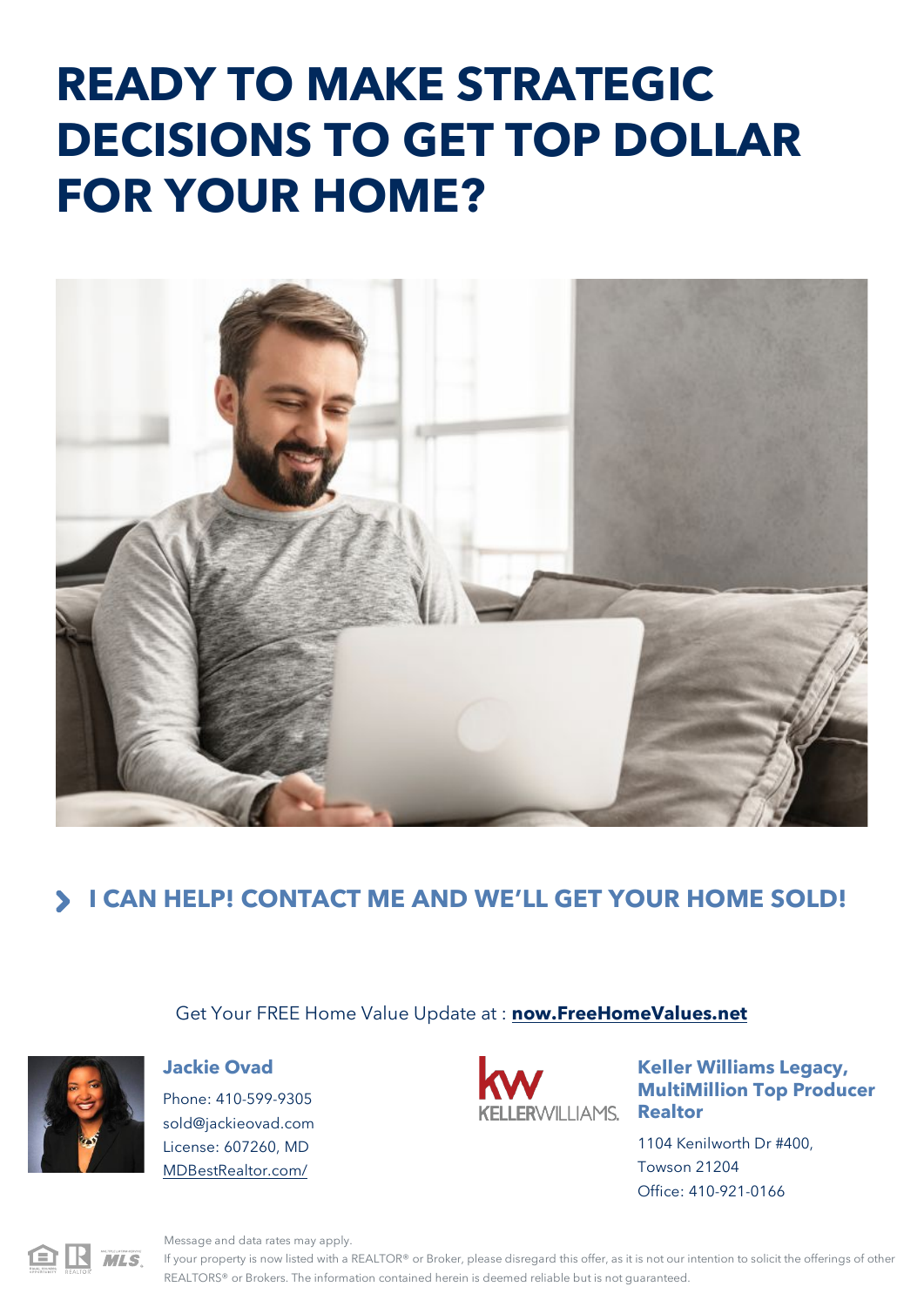# READY TO MAKE STRATEGIC DECISIONS TO GET TOP DOLLAR FOR YOUR HOME?

## I CAN HELP! CONTACT ME AND WE'LL GET YOUR HOME SOLD!

Get Your FREE Home Value Update at : **now.FreeHomeValues.net**

**Jackie Ovad**

Phone: 410-599-9305
sold@jackieovad.com
License: 607260, MD
MDBestRealtor.com/

**Keller Williams Legacy, MultiMillion Top Producer Realtor**

1104 Kenilworth Dr #400,
Towson 21204
Office: 410-921-0166

Message and data rates may apply.

If your property is now listed with a REALTOR® or Broker, please disregard this offer, as it is not our intention to solicit the offerings of other REALTORS® or Brokers. The information contained herein is deemed reliable but is not guaranteed.